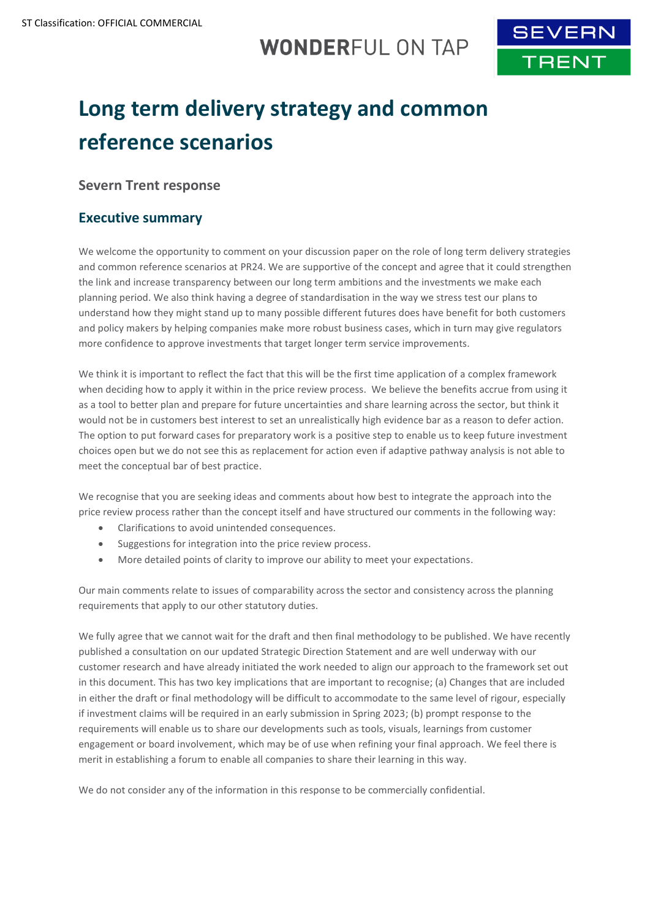# Long term delivery strategy and common reference scenarios

## Severn Trent response

## Executive summary

We welcome the opportunity to comment on your discussion paper on the role of long term delivery strategies and common reference scenarios at PR24. We are supportive of the concept and agree that it could strengthen the link and increase transparency between our long term ambitions and the investments we make each planning period. We also think having a degree of standardisation in the way we stress test our plans to understand how they might stand up to many possible different futures does have benefit for both customers and policy makers by helping companies make more robust business cases, which in turn may give regulators more confidence to approve investments that target longer term service improvements.

We think it is important to reflect the fact that this will be the first time application of a complex framework when deciding how to apply it within in the price review process. We believe the benefits accrue from using it as a tool to better plan and prepare for future uncertainties and share learning across the sector, but think it would not be in customers best interest to set an unrealistically high evidence bar as a reason to defer action. The option to put forward cases for preparatory work is a positive step to enable us to keep future investment choices open but we do not see this as replacement for action even if adaptive pathway analysis is not able to meet the conceptual bar of best practice.

We recognise that you are seeking ideas and comments about how best to integrate the approach into the price review process rather than the concept itself and have structured our comments in the following way:

- Clarifications to avoid unintended consequences.
- Suggestions for integration into the price review process.
- More detailed points of clarity to improve our ability to meet your expectations.

Our main comments relate to issues of comparability across the sector and consistency across the planning requirements that apply to our other statutory duties.

We fully agree that we cannot wait for the draft and then final methodology to be published. We have recently published a consultation on our updated Strategic Direction Statement and are well underway with our customer research and have already initiated the work needed to align our approach to the framework set out in this document. This has two key implications that are important to recognise; (a) Changes that are included in either the draft or final methodology will be difficult to accommodate to the same level of rigour, especially if investment claims will be required in an early submission in Spring 2023; (b) prompt response to the requirements will enable us to share our developments such as tools, visuals, learnings from customer engagement or board involvement, which may be of use when refining your final approach. We feel there is merit in establishing a forum to enable all companies to share their learning in this way.

We do not consider any of the information in this response to be commercially confidential.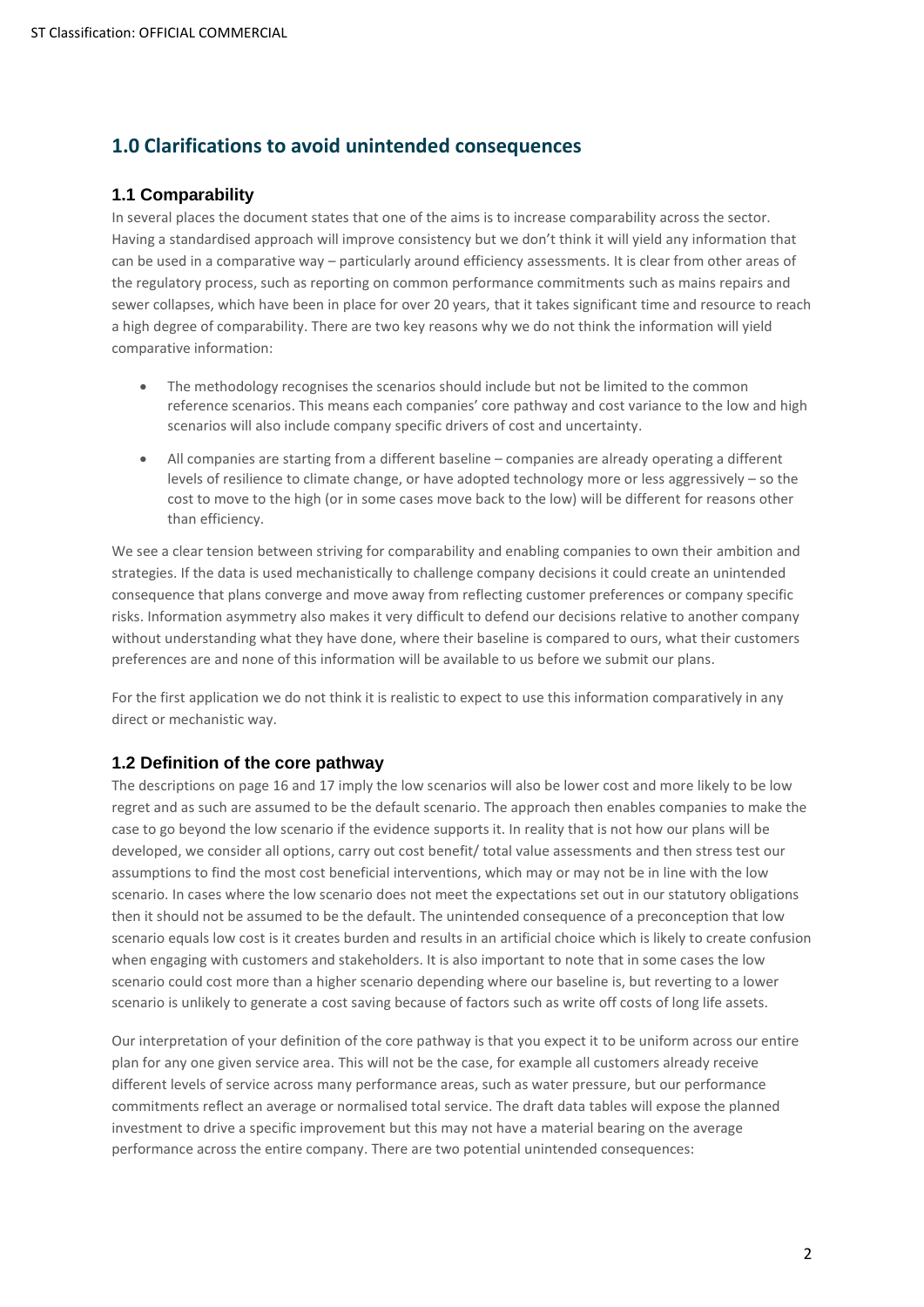## 1.0 Clarifications to avoid unintended consequences

### 1.1 Comparability

In several places the document states that one of the aims is to increase comparability across the sector. Having a standardised approach will improve consistency but we don't think it will yield any information that can be used in a comparative way – particularly around efficiency assessments. It is clear from other areas of the regulatory process, such as reporting on common performance commitments such as mains repairs and sewer collapses, which have been in place for over 20 years, that it takes significant time and resource to reach a high degree of comparability. There are two key reasons why we do not think the information will yield comparative information:

- The methodology recognises the scenarios should include but not be limited to the common reference scenarios. This means each companies' core pathway and cost variance to the low and high scenarios will also include company specific drivers of cost and uncertainty.
- All companies are starting from a different baseline – companies are already operating a different levels of resilience to climate change, or have adopted technology more or less aggressively – so the cost to move to the high (or in some cases move back to the low) will be different for reasons other than efficiency.

We see a clear tension between striving for comparability and enabling companies to own their ambition and strategies. If the data is used mechanistically to challenge company decisions it could create an unintended consequence that plans converge and move away from reflecting customer preferences or company specific risks. Information asymmetry also makes it very difficult to defend our decisions relative to another company without understanding what they have done, where their baseline is compared to ours, what their customers preferences are and none of this information will be available to us before we submit our plans.

For the first application we do not think it is realistic to expect to use this information comparatively in any direct or mechanistic way.

### 1.2 Definition of the core pathway

The descriptions on page 16 and 17 imply the low scenarios will also be lower cost and more likely to be low regret and as such are assumed to be the default scenario. The approach then enables companies to make the case to go beyond the low scenario if the evidence supports it. In reality that is not how our plans will be developed, we consider all options, carry out cost benefit/ total value assessments and then stress test our assumptions to find the most cost beneficial interventions, which may or may not be in line with the low scenario. In cases where the low scenario does not meet the expectations set out in our statutory obligations then it should not be assumed to be the default. The unintended consequence of a preconception that low scenario equals low cost is it creates burden and results in an artificial choice which is likely to create confusion when engaging with customers and stakeholders. It is also important to note that in some cases the low scenario could cost more than a higher scenario depending where our baseline is, but reverting to a lower scenario is unlikely to generate a cost saving because of factors such as write off costs of long life assets.

Our interpretation of your definition of the core pathway is that you expect it to be uniform across our entire plan for any one given service area. This will not be the case, for example all customers already receive different levels of service across many performance areas, such as water pressure, but our performance commitments reflect an average or normalised total service. The draft data tables will expose the planned investment to drive a specific improvement but this may not have a material bearing on the average performance across the entire company. There are two potential unintended consequences: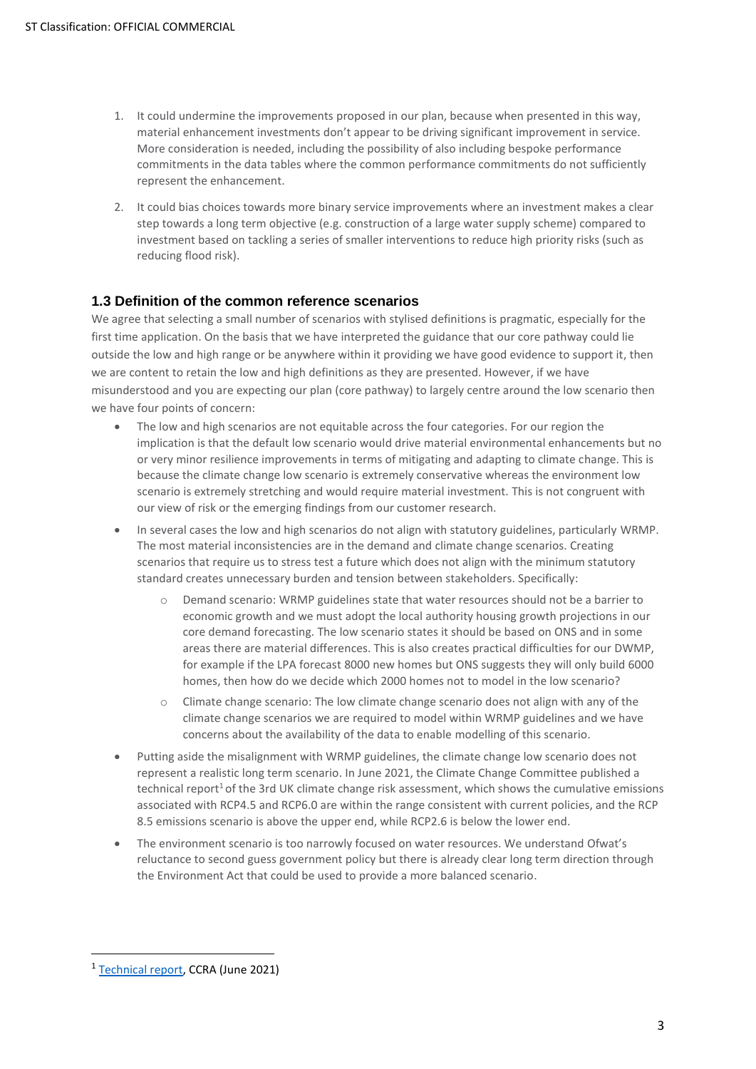1. It could undermine the improvements proposed in our plan, because when presented in this way, material enhancement investments don't appear to be driving significant improvement in service. More consideration is needed, including the possibility of also including bespoke performance commitments in the data tables where the common performance commitments do not sufficiently represent the enhancement.
2. It could bias choices towards more binary service improvements where an investment makes a clear step towards a long term objective (e.g. construction of a large water supply scheme) compared to investment based on tackling a series of smaller interventions to reduce high priority risks (such as reducing flood risk).

## 1.3 Definition of the common reference scenarios

We agree that selecting a small number of scenarios with stylised definitions is pragmatic, especially for the first time application. On the basis that we have interpreted the guidance that our core pathway could lie outside the low and high range or be anywhere within it providing we have good evidence to support it, then we are content to retain the low and high definitions as they are presented. However, if we have misunderstood and you are expecting our plan (core pathway) to largely centre around the low scenario then we have four points of concern:

- The low and high scenarios are not equitable across the four categories. For our region the implication is that the default low scenario would drive material environmental enhancements but no or very minor resilience improvements in terms of mitigating and adapting to climate change. This is because the climate change low scenario is extremely conservative whereas the environment low scenario is extremely stretching and would require material investment. This is not congruent with our view of risk or the emerging findings from our customer research.
- In several cases the low and high scenarios do not align with statutory guidelines, particularly WRMP. The most material inconsistencies are in the demand and climate change scenarios. Creating scenarios that require us to stress test a future which does not align with the minimum statutory standard creates unnecessary burden and tension between stakeholders. Specifically:
  - Demand scenario: WRMP guidelines state that water resources should not be a barrier to economic growth and we must adopt the local authority housing growth projections in our core demand forecasting. The low scenario states it should be based on ONS and in some areas there are material differences. This is also creates practical difficulties for our DWMP, for example if the LPA forecast 8000 new homes but ONS suggests they will only build 6000 homes, then how do we decide which 2000 homes not to model in the low scenario?
  - Climate change scenario: The low climate change scenario does not align with any of the climate change scenarios we are required to model within WRMP guidelines and we have concerns about the availability of the data to enable modelling of this scenario.
- Putting aside the misalignment with WRMP guidelines, the climate change low scenario does not represent a realistic long term scenario. In June 2021, the Climate Change Committee published a technical report[1] of the 3rd UK climate change risk assessment, which shows the cumulative emissions associated with RCP4.5 and RCP6.0 are within the range consistent with current policies, and the RCP 8.5 emissions scenario is above the upper end, while RCP2.6 is below the lower end.
- The environment scenario is too narrowly focused on water resources. We understand Ofwat's reluctance to second guess government policy but there is already clear long term direction through the Environment Act that could be used to provide a more balanced scenario.

[1] Technical report, CCRA (June 2021)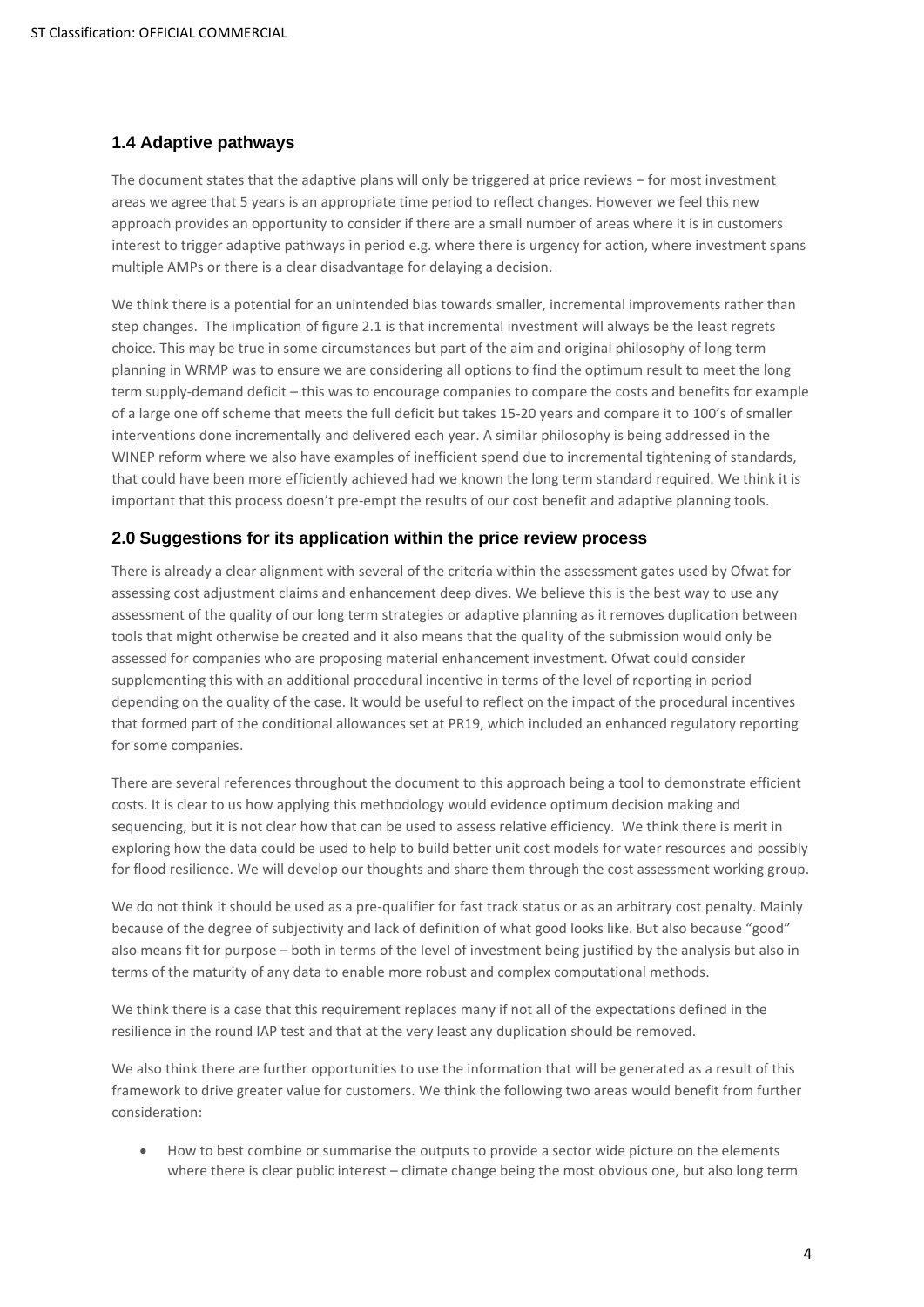## 1.4 Adaptive pathways

The document states that the adaptive plans will only be triggered at price reviews – for most investment areas we agree that 5 years is an appropriate time period to reflect changes. However we feel this new approach provides an opportunity to consider if there are a small number of areas where it is in customers interest to trigger adaptive pathways in period e.g. where there is urgency for action, where investment spans multiple AMPs or there is a clear disadvantage for delaying a decision.

We think there is a potential for an unintended bias towards smaller, incremental improvements rather than step changes. The implication of figure 2.1 is that incremental investment will always be the least regrets choice. This may be true in some circumstances but part of the aim and original philosophy of long term planning in WRMP was to ensure we are considering all options to find the optimum result to meet the long term supply-demand deficit – this was to encourage companies to compare the costs and benefits for example of a large one off scheme that meets the full deficit but takes 15-20 years and compare it to 100's of smaller interventions done incrementally and delivered each year. A similar philosophy is being addressed in the WINEP reform where we also have examples of inefficient spend due to incremental tightening of standards, that could have been more efficiently achieved had we known the long term standard required. We think it is important that this process doesn't pre-empt the results of our cost benefit and adaptive planning tools.

## 2.0 Suggestions for its application within the price review process

There is already a clear alignment with several of the criteria within the assessment gates used by Ofwat for assessing cost adjustment claims and enhancement deep dives. We believe this is the best way to use any assessment of the quality of our long term strategies or adaptive planning as it removes duplication between tools that might otherwise be created and it also means that the quality of the submission would only be assessed for companies who are proposing material enhancement investment. Ofwat could consider supplementing this with an additional procedural incentive in terms of the level of reporting in period depending on the quality of the case. It would be useful to reflect on the impact of the procedural incentives that formed part of the conditional allowances set at PR19, which included an enhanced regulatory reporting for some companies.

There are several references throughout the document to this approach being a tool to demonstrate efficient costs. It is clear to us how applying this methodology would evidence optimum decision making and sequencing, but it is not clear how that can be used to assess relative efficiency. We think there is merit in exploring how the data could be used to help to build better unit cost models for water resources and possibly for flood resilience. We will develop our thoughts and share them through the cost assessment working group.

We do not think it should be used as a pre-qualifier for fast track status or as an arbitrary cost penalty. Mainly because of the degree of subjectivity and lack of definition of what good looks like. But also because "good" also means fit for purpose – both in terms of the level of investment being justified by the analysis but also in terms of the maturity of any data to enable more robust and complex computational methods.

We think there is a case that this requirement replaces many if not all of the expectations defined in the resilience in the round IAP test and that at the very least any duplication should be removed.

We also think there are further opportunities to use the information that will be generated as a result of this framework to drive greater value for customers. We think the following two areas would benefit from further consideration:

- How to best combine or summarise the outputs to provide a sector wide picture on the elements where there is clear public interest – climate change being the most obvious one, but also long term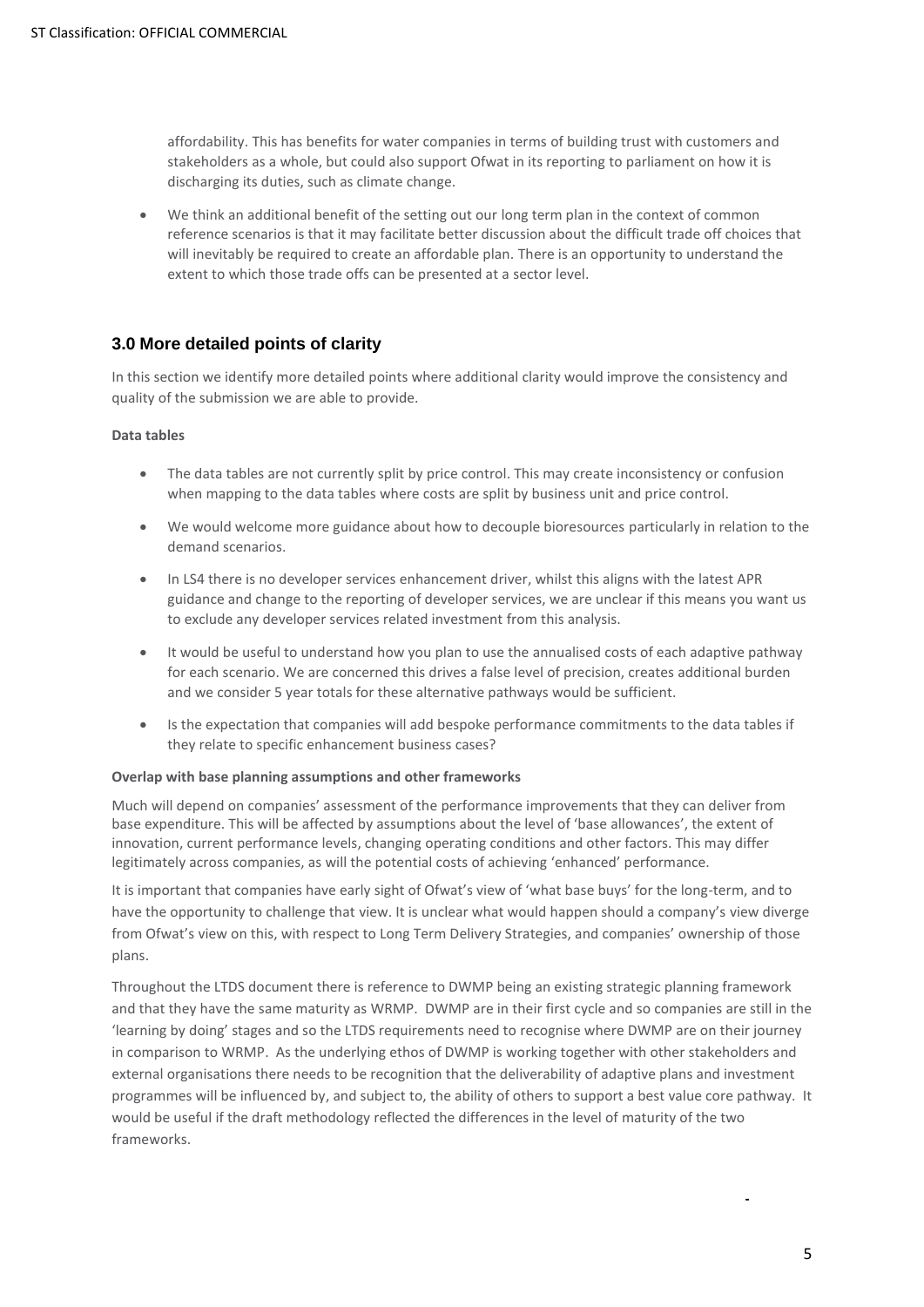affordability. This has benefits for water companies in terms of building trust with customers and stakeholders as a whole, but could also support Ofwat in its reporting to parliament on how it is discharging its duties, such as climate change.

- We think an additional benefit of the setting out our long term plan in the context of common reference scenarios is that it may facilitate better discussion about the difficult trade off choices that will inevitably be required to create an affordable plan. There is an opportunity to understand the extent to which those trade offs can be presented at a sector level.

## 3.0 More detailed points of clarity

In this section we identify more detailed points where additional clarity would improve the consistency and quality of the submission we are able to provide.

**Data tables**

- The data tables are not currently split by price control. This may create inconsistency or confusion when mapping to the data tables where costs are split by business unit and price control.
- We would welcome more guidance about how to decouple bioresources particularly in relation to the demand scenarios.
- In LS4 there is no developer services enhancement driver, whilst this aligns with the latest APR guidance and change to the reporting of developer services, we are unclear if this means you want us to exclude any developer services related investment from this analysis.
- It would be useful to understand how you plan to use the annualised costs of each adaptive pathway for each scenario. We are concerned this drives a false level of precision, creates additional burden and we consider 5 year totals for these alternative pathways would be sufficient.
- Is the expectation that companies will add bespoke performance commitments to the data tables if they relate to specific enhancement business cases?

**Overlap with base planning assumptions and other frameworks**

Much will depend on companies' assessment of the performance improvements that they can deliver from base expenditure. This will be affected by assumptions about the level of 'base allowances', the extent of innovation, current performance levels, changing operating conditions and other factors. This may differ legitimately across companies, as will the potential costs of achieving 'enhanced' performance.

It is important that companies have early sight of Ofwat's view of 'what base buys' for the long-term, and to have the opportunity to challenge that view. It is unclear what would happen should a company's view diverge from Ofwat's view on this, with respect to Long Term Delivery Strategies, and companies' ownership of those plans.

Throughout the LTDS document there is reference to DWMP being an existing strategic planning framework and that they have the same maturity as WRMP. DWMP are in their first cycle and so companies are still in the 'learning by doing' stages and so the LTDS requirements need to recognise where DWMP are on their journey in comparison to WRMP. As the underlying ethos of DWMP is working together with other stakeholders and external organisations there needs to be recognition that the deliverability of adaptive plans and investment programmes will be influenced by, and subject to, the ability of others to support a best value core pathway. It would be useful if the draft methodology reflected the differences in the level of maturity of the two frameworks.